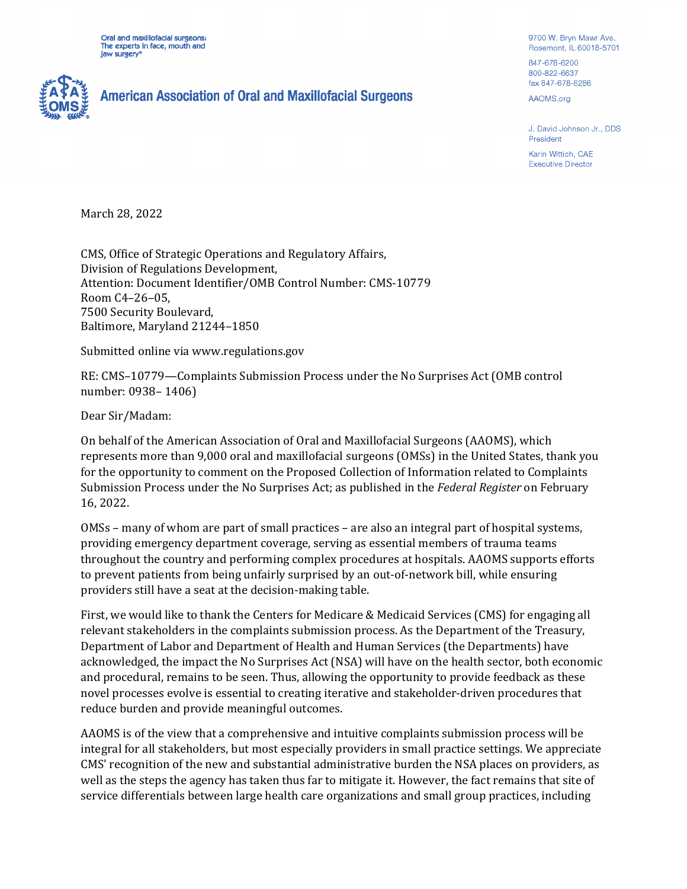Oral and maxillofacial surgeons: The experts in face, mouth and jaw surgery®

**American Association of Oral and Maxillofacial Surgeons**

9700 W. Bryn Mawr Ave.
Rosemont, IL 60018-5701

847-678-6200
800-822-6637
fax 847-678-6286

AAOMS.org

J. David Johnson Jr., DDS
President

Karin Wittich, CAE
Executive Director

March 28, 2022

CMS, Office of Strategic Operations and Regulatory Affairs,
Division of Regulations Development,
Attention: Document Identifier/OMB Control Number: CMS-10779
Room C4–26–05,
7500 Security Boulevard,
Baltimore, Maryland 21244–1850

Submitted online via www.regulations.gov

RE: CMS–10779—Complaints Submission Process under the No Surprises Act (OMB control number: 0938– 1406)

Dear Sir/Madam:

On behalf of the American Association of Oral and Maxillofacial Surgeons (AAOMS), which represents more than 9,000 oral and maxillofacial surgeons (OMSs) in the United States, thank you for the opportunity to comment on the Proposed Collection of Information related to Complaints Submission Process under the No Surprises Act; as published in the *Federal Register* on February 16, 2022.

OMSs – many of whom are part of small practices – are also an integral part of hospital systems, providing emergency department coverage, serving as essential members of trauma teams throughout the country and performing complex procedures at hospitals. AAOMS supports efforts to prevent patients from being unfairly surprised by an out-of-network bill, while ensuring providers still have a seat at the decision-making table.

First, we would like to thank the Centers for Medicare & Medicaid Services (CMS) for engaging all relevant stakeholders in the complaints submission process. As the Department of the Treasury, Department of Labor and Department of Health and Human Services (the Departments) have acknowledged, the impact the No Surprises Act (NSA) will have on the health sector, both economic and procedural, remains to be seen. Thus, allowing the opportunity to provide feedback as these novel processes evolve is essential to creating iterative and stakeholder-driven procedures that reduce burden and provide meaningful outcomes.

AAOMS is of the view that a comprehensive and intuitive complaints submission process will be integral for all stakeholders, but most especially providers in small practice settings. We appreciate CMS' recognition of the new and substantial administrative burden the NSA places on providers, as well as the steps the agency has taken thus far to mitigate it. However, the fact remains that site of service differentials between large health care organizations and small group practices, including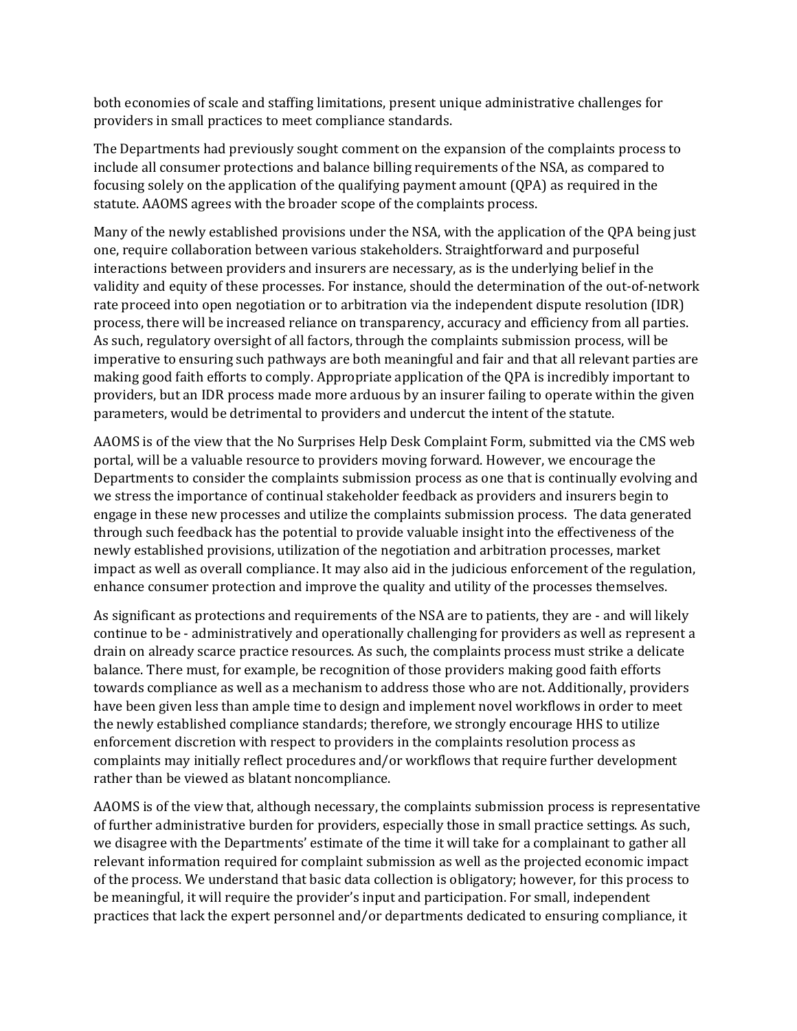both economies of scale and staffing limitations, present unique administrative challenges for providers in small practices to meet compliance standards.

The Departments had previously sought comment on the expansion of the complaints process to include all consumer protections and balance billing requirements of the NSA, as compared to focusing solely on the application of the qualifying payment amount (QPA) as required in the statute. AAOMS agrees with the broader scope of the complaints process.

Many of the newly established provisions under the NSA, with the application of the QPA being just one, require collaboration between various stakeholders. Straightforward and purposeful interactions between providers and insurers are necessary, as is the underlying belief in the validity and equity of these processes. For instance, should the determination of the out-of-network rate proceed into open negotiation or to arbitration via the independent dispute resolution (IDR) process, there will be increased reliance on transparency, accuracy and efficiency from all parties. As such, regulatory oversight of all factors, through the complaints submission process, will be imperative to ensuring such pathways are both meaningful and fair and that all relevant parties are making good faith efforts to comply. Appropriate application of the QPA is incredibly important to providers, but an IDR process made more arduous by an insurer failing to operate within the given parameters, would be detrimental to providers and undercut the intent of the statute.

AAOMS is of the view that the No Surprises Help Desk Complaint Form, submitted via the CMS web portal, will be a valuable resource to providers moving forward. However, we encourage the Departments to consider the complaints submission process as one that is continually evolving and we stress the importance of continual stakeholder feedback as providers and insurers begin to engage in these new processes and utilize the complaints submission process. The data generated through such feedback has the potential to provide valuable insight into the effectiveness of the newly established provisions, utilization of the negotiation and arbitration processes, market impact as well as overall compliance. It may also aid in the judicious enforcement of the regulation, enhance consumer protection and improve the quality and utility of the processes themselves.

As significant as protections and requirements of the NSA are to patients, they are - and will likely continue to be - administratively and operationally challenging for providers as well as represent a drain on already scarce practice resources. As such, the complaints process must strike a delicate balance. There must, for example, be recognition of those providers making good faith efforts towards compliance as well as a mechanism to address those who are not. Additionally, providers have been given less than ample time to design and implement novel workflows in order to meet the newly established compliance standards; therefore, we strongly encourage HHS to utilize enforcement discretion with respect to providers in the complaints resolution process as complaints may initially reflect procedures and/or workflows that require further development rather than be viewed as blatant noncompliance.

AAOMS is of the view that, although necessary, the complaints submission process is representative of further administrative burden for providers, especially those in small practice settings. As such, we disagree with the Departments' estimate of the time it will take for a complainant to gather all relevant information required for complaint submission as well as the projected economic impact of the process. We understand that basic data collection is obligatory; however, for this process to be meaningful, it will require the provider's input and participation. For small, independent practices that lack the expert personnel and/or departments dedicated to ensuring compliance, it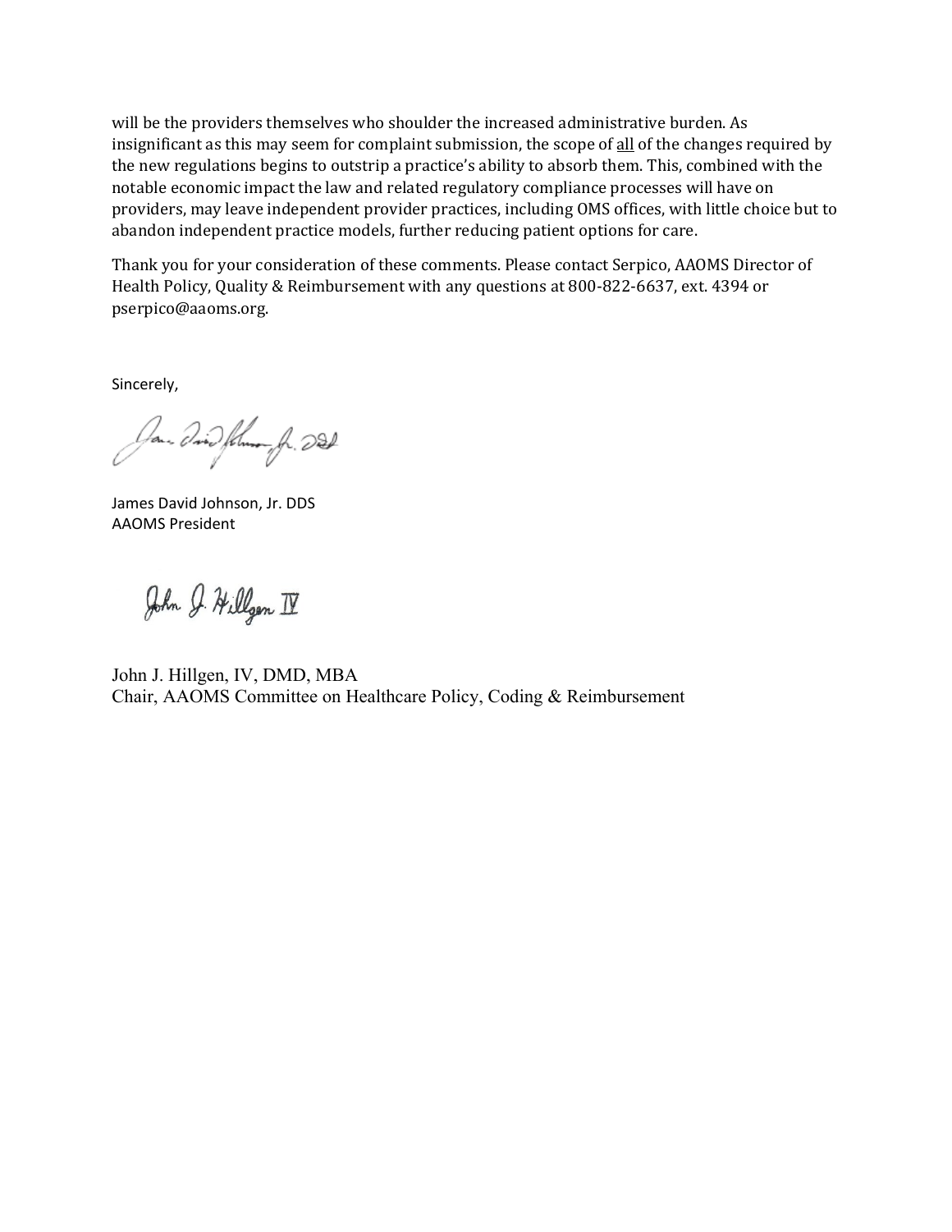will be the providers themselves who shoulder the increased administrative burden. As insignificant as this may seem for complaint submission, the scope of all of the changes required by the new regulations begins to outstrip a practice's ability to absorb them. This, combined with the notable economic impact the law and related regulatory compliance processes will have on providers, may leave independent provider practices, including OMS offices, with little choice but to abandon independent practice models, further reducing patient options for care.

Thank you for your consideration of these comments. Please contact Serpico, AAOMS Director of Health Policy, Quality & Reimbursement with any questions at 800-822-6637, ext. 4394 or pserpico@aaoms.org.

Sincerely,

James David Johnson, Jr. DDS
AAOMS President

John J. Hillgen, IV, DMD, MBA
Chair, AAOMS Committee on Healthcare Policy, Coding & Reimbursement